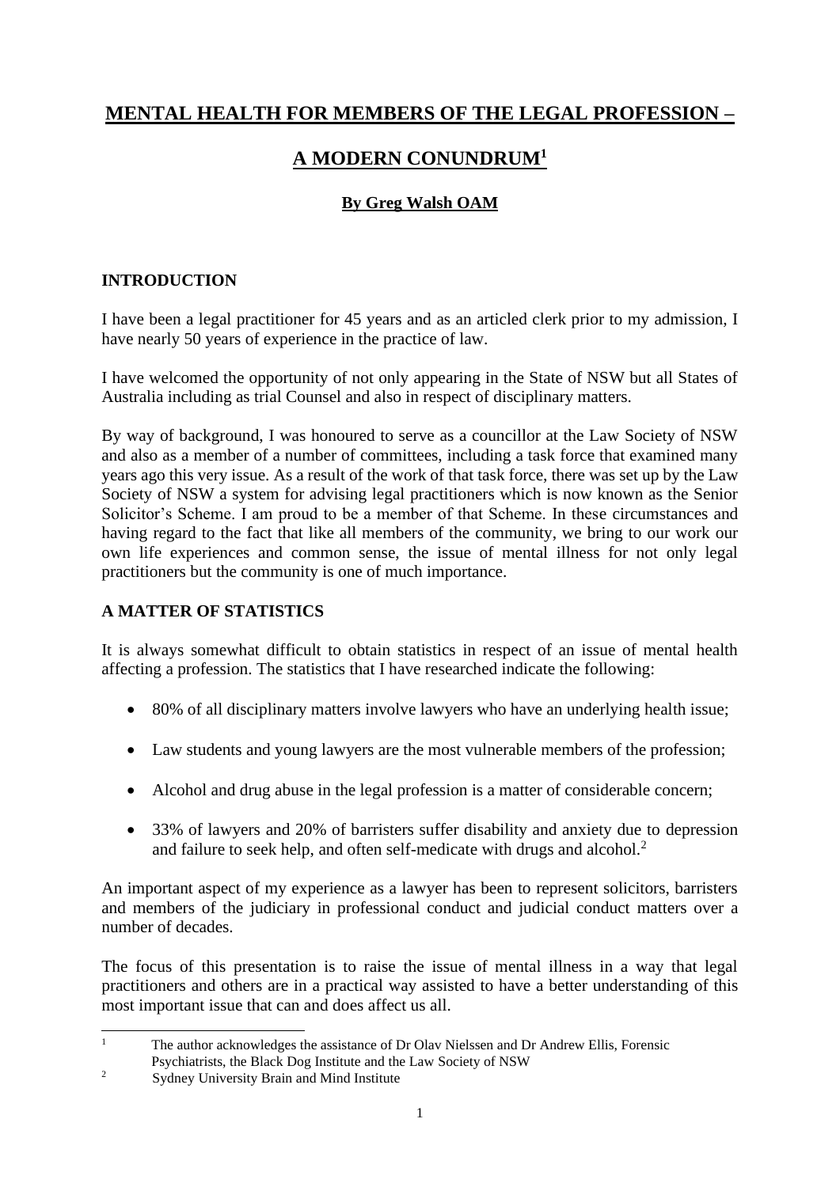# MENTAL HEALTH FOR MEMBERS OF THE LEGAL PROFESSION – A MODERN CONUNDRUM[1]

**By Greg Walsh OAM**

## INTRODUCTION

I have been a legal practitioner for 45 years and as an articled clerk prior to my admission, I have nearly 50 years of experience in the practice of law.

I have welcomed the opportunity of not only appearing in the State of NSW but all States of Australia including as trial Counsel and also in respect of disciplinary matters.

By way of background, I was honoured to serve as a councillor at the Law Society of NSW and also as a member of a number of committees, including a task force that examined many years ago this very issue. As a result of the work of that task force, there was set up by the Law Society of NSW a system for advising legal practitioners which is now known as the Senior Solicitor's Scheme. I am proud to be a member of that Scheme. In these circumstances and having regard to the fact that like all members of the community, we bring to our work our own life experiences and common sense, the issue of mental illness for not only legal practitioners but the community is one of much importance.

## A MATTER OF STATISTICS

It is always somewhat difficult to obtain statistics in respect of an issue of mental health affecting a profession. The statistics that I have researched indicate the following:

- 80% of all disciplinary matters involve lawyers who have an underlying health issue;
- Law students and young lawyers are the most vulnerable members of the profession;
- Alcohol and drug abuse in the legal profession is a matter of considerable concern;
- 33% of lawyers and 20% of barristers suffer disability and anxiety due to depression and failure to seek help, and often self-medicate with drugs and alcohol.[2]

An important aspect of my experience as a lawyer has been to represent solicitors, barristers and members of the judiciary in professional conduct and judicial conduct matters over a number of decades.

The focus of this presentation is to raise the issue of mental illness in a way that legal practitioners and others are in a practical way assisted to have a better understanding of this most important issue that can and does affect us all.

---

[1] The author acknowledges the assistance of Dr Olav Nielssen and Dr Andrew Ellis, Forensic Psychiatrists, the Black Dog Institute and the Law Society of NSW

[2] Sydney University Brain and Mind Institute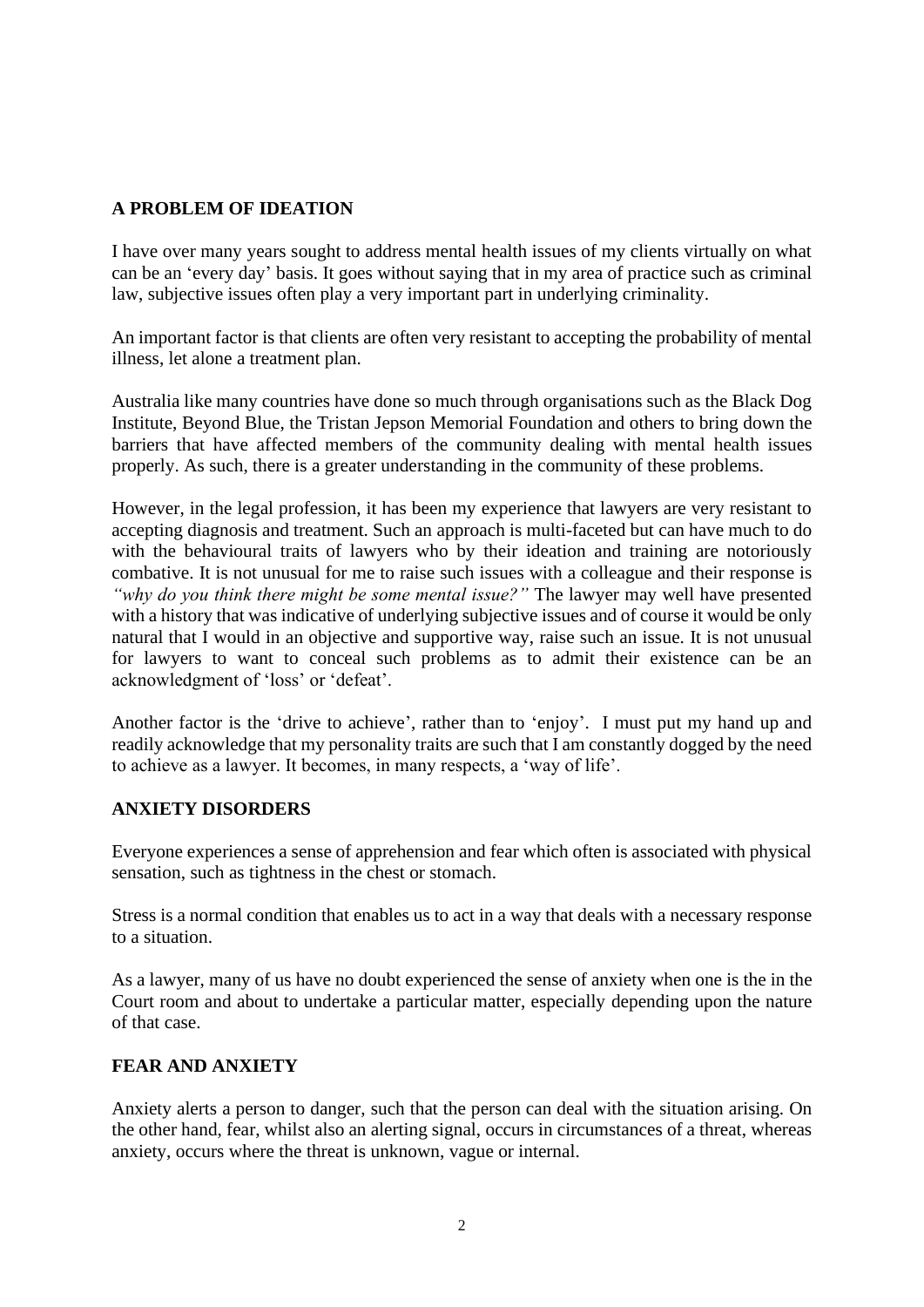## A PROBLEM OF IDEATION

I have over many years sought to address mental health issues of my clients virtually on what can be an 'every day' basis. It goes without saying that in my area of practice such as criminal law, subjective issues often play a very important part in underlying criminality.

An important factor is that clients are often very resistant to accepting the probability of mental illness, let alone a treatment plan.

Australia like many countries have done so much through organisations such as the Black Dog Institute, Beyond Blue, the Tristan Jepson Memorial Foundation and others to bring down the barriers that have affected members of the community dealing with mental health issues properly. As such, there is a greater understanding in the community of these problems.

However, in the legal profession, it has been my experience that lawyers are very resistant to accepting diagnosis and treatment. Such an approach is multi-faceted but can have much to do with the behavioural traits of lawyers who by their ideation and training are notoriously combative. It is not unusual for me to raise such issues with a colleague and their response is *"why do you think there might be some mental issue?"* The lawyer may well have presented with a history that was indicative of underlying subjective issues and of course it would be only natural that I would in an objective and supportive way, raise such an issue. It is not unusual for lawyers to want to conceal such problems as to admit their existence can be an acknowledgment of 'loss' or 'defeat'.

Another factor is the 'drive to achieve', rather than to 'enjoy'. I must put my hand up and readily acknowledge that my personality traits are such that I am constantly dogged by the need to achieve as a lawyer. It becomes, in many respects, a 'way of life'.

## ANXIETY DISORDERS

Everyone experiences a sense of apprehension and fear which often is associated with physical sensation, such as tightness in the chest or stomach.

Stress is a normal condition that enables us to act in a way that deals with a necessary response to a situation.

As a lawyer, many of us have no doubt experienced the sense of anxiety when one is the in the Court room and about to undertake a particular matter, especially depending upon the nature of that case.

## FEAR AND ANXIETY

Anxiety alerts a person to danger, such that the person can deal with the situation arising. On the other hand, fear, whilst also an alerting signal, occurs in circumstances of a threat, whereas anxiety, occurs where the threat is unknown, vague or internal.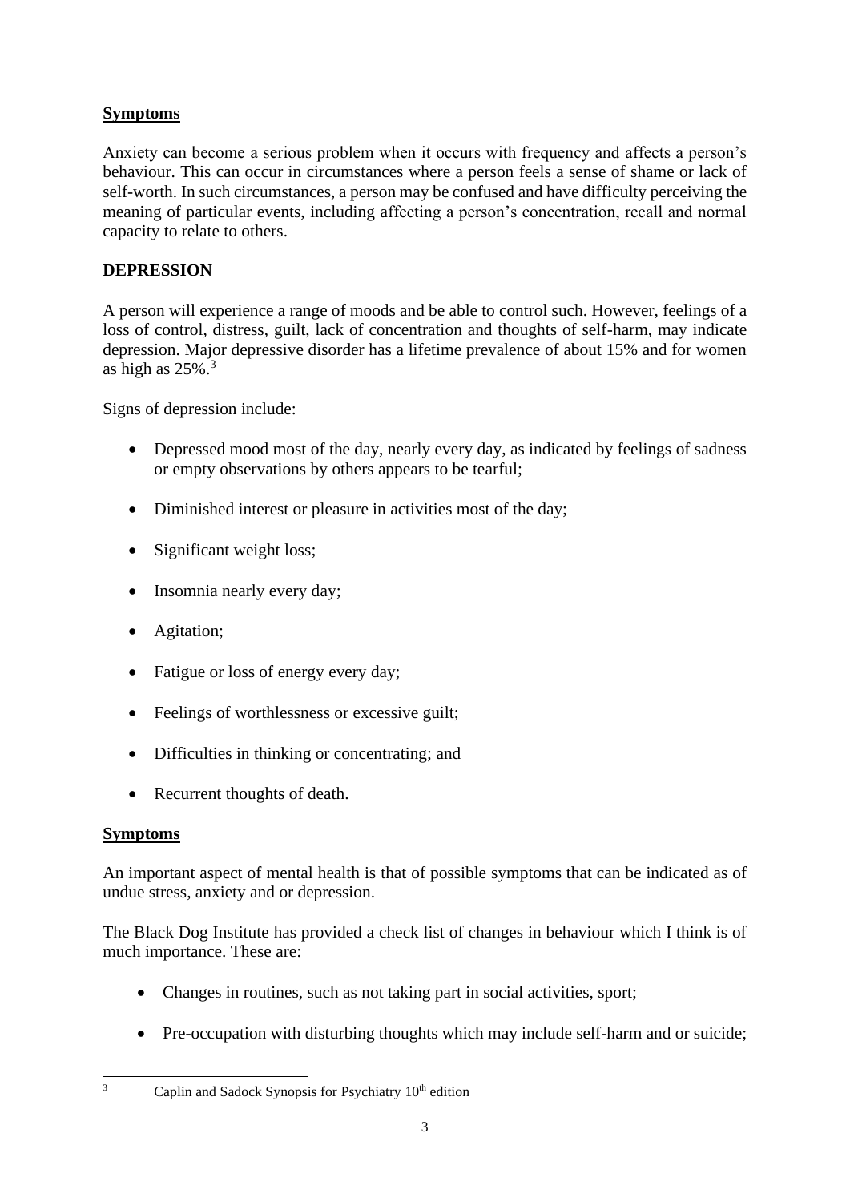**Symptoms**

Anxiety can become a serious problem when it occurs with frequency and affects a person's behaviour. This can occur in circumstances where a person feels a sense of shame or lack of self-worth. In such circumstances, a person may be confused and have difficulty perceiving the meaning of particular events, including affecting a person's concentration, recall and normal capacity to relate to others.

**DEPRESSION**

A person will experience a range of moods and be able to control such. However, feelings of a loss of control, distress, guilt, lack of concentration and thoughts of self-harm, may indicate depression. Major depressive disorder has a lifetime prevalence of about 15% and for women as high as 25%.[3]

Signs of depression include:

- Depressed mood most of the day, nearly every day, as indicated by feelings of sadness or empty observations by others appears to be tearful;
- Diminished interest or pleasure in activities most of the day;
- Significant weight loss;
- Insomnia nearly every day;
- Agitation;
- Fatigue or loss of energy every day;
- Feelings of worthlessness or excessive guilt;
- Difficulties in thinking or concentrating; and
- Recurrent thoughts of death.

**Symptoms**

An important aspect of mental health is that of possible symptoms that can be indicated as of undue stress, anxiety and or depression.

The Black Dog Institute has provided a check list of changes in behaviour which I think is of much importance. These are:

- Changes in routines, such as not taking part in social activities, sport;
- Pre-occupation with disturbing thoughts which may include self-harm and or suicide;

---

[3] Caplin and Sadock Synopsis for Psychiatry 10th edition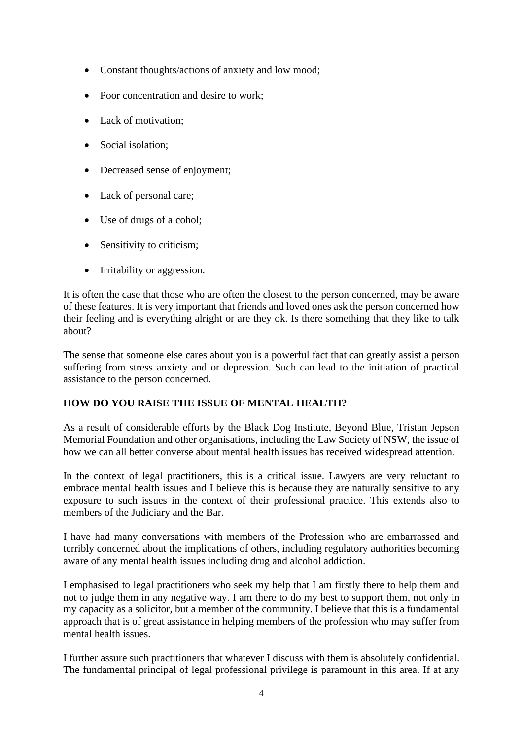- Constant thoughts/actions of anxiety and low mood;
- Poor concentration and desire to work;
- Lack of motivation;
- Social isolation;
- Decreased sense of enjoyment;
- Lack of personal care;
- Use of drugs of alcohol;
- Sensitivity to criticism;
- Irritability or aggression.

It is often the case that those who are often the closest to the person concerned, may be aware of these features. It is very important that friends and loved ones ask the person concerned how their feeling and is everything alright or are they ok. Is there something that they like to talk about?

The sense that someone else cares about you is a powerful fact that can greatly assist a person suffering from stress anxiety and or depression. Such can lead to the initiation of practical assistance to the person concerned.

**HOW DO YOU RAISE THE ISSUE OF MENTAL HEALTH?**

As a result of considerable efforts by the Black Dog Institute, Beyond Blue, Tristan Jepson Memorial Foundation and other organisations, including the Law Society of NSW, the issue of how we can all better converse about mental health issues has received widespread attention.

In the context of legal practitioners, this is a critical issue. Lawyers are very reluctant to embrace mental health issues and I believe this is because they are naturally sensitive to any exposure to such issues in the context of their professional practice. This extends also to members of the Judiciary and the Bar.

I have had many conversations with members of the Profession who are embarrassed and terribly concerned about the implications of others, including regulatory authorities becoming aware of any mental health issues including drug and alcohol addiction.

I emphasised to legal practitioners who seek my help that I am firstly there to help them and not to judge them in any negative way. I am there to do my best to support them, not only in my capacity as a solicitor, but a member of the community. I believe that this is a fundamental approach that is of great assistance in helping members of the profession who may suffer from mental health issues.

I further assure such practitioners that whatever I discuss with them is absolutely confidential. The fundamental principal of legal professional privilege is paramount in this area. If at any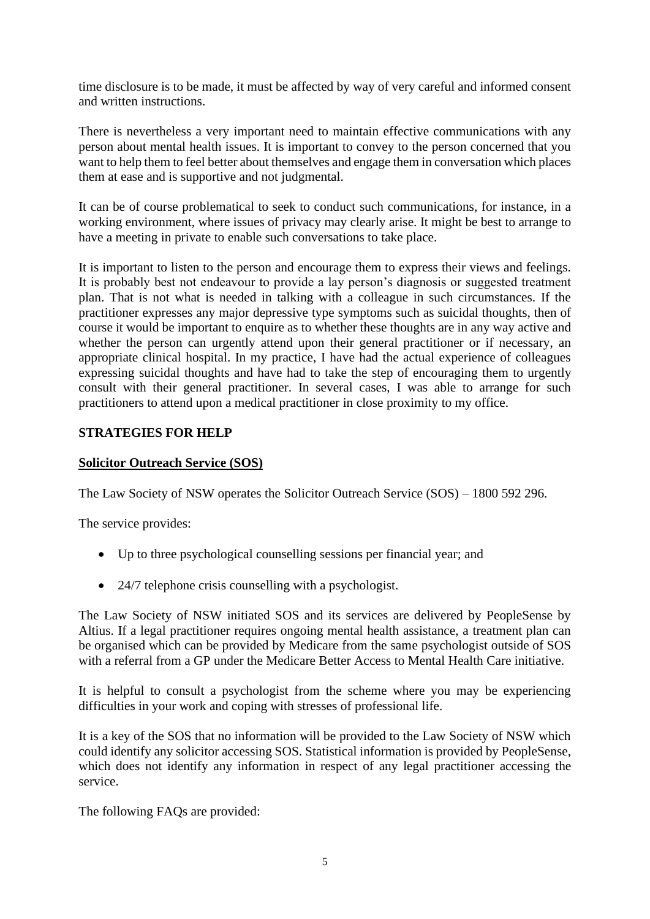time disclosure is to be made, it must be affected by way of very careful and informed consent and written instructions.

There is nevertheless a very important need to maintain effective communications with any person about mental health issues. It is important to convey to the person concerned that you want to help them to feel better about themselves and engage them in conversation which places them at ease and is supportive and not judgmental.

It can be of course problematical to seek to conduct such communications, for instance, in a working environment, where issues of privacy may clearly arise. It might be best to arrange to have a meeting in private to enable such conversations to take place.

It is important to listen to the person and encourage them to express their views and feelings. It is probably best not endeavour to provide a lay person's diagnosis or suggested treatment plan. That is not what is needed in talking with a colleague in such circumstances. If the practitioner expresses any major depressive type symptoms such as suicidal thoughts, then of course it would be important to enquire as to whether these thoughts are in any way active and whether the person can urgently attend upon their general practitioner or if necessary, an appropriate clinical hospital. In my practice, I have had the actual experience of colleagues expressing suicidal thoughts and have had to take the step of encouraging them to urgently consult with their general practitioner. In several cases, I was able to arrange for such practitioners to attend upon a medical practitioner in close proximity to my office.

## STRATEGIES FOR HELP

### <u>Solicitor Outreach Service (SOS)</u>

The Law Society of NSW operates the Solicitor Outreach Service (SOS) – 1800 592 296.

The service provides:

- Up to three psychological counselling sessions per financial year; and
- 24/7 telephone crisis counselling with a psychologist.

The Law Society of NSW initiated SOS and its services are delivered by PeopleSense by Altius. If a legal practitioner requires ongoing mental health assistance, a treatment plan can be organised which can be provided by Medicare from the same psychologist outside of SOS with a referral from a GP under the Medicare Better Access to Mental Health Care initiative.

It is helpful to consult a psychologist from the scheme where you may be experiencing difficulties in your work and coping with stresses of professional life.

It is a key of the SOS that no information will be provided to the Law Society of NSW which could identify any solicitor accessing SOS. Statistical information is provided by PeopleSense, which does not identify any information in respect of any legal practitioner accessing the service.

The following FAQs are provided: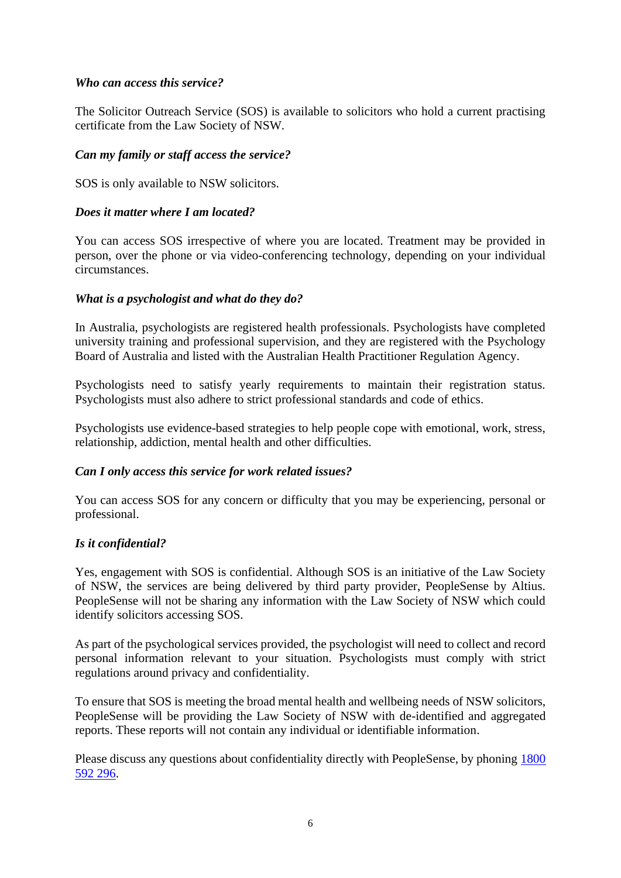***Who can access this service?***

The Solicitor Outreach Service (SOS) is available to solicitors who hold a current practising certificate from the Law Society of NSW.

***Can my family or staff access the service?***

SOS is only available to NSW solicitors.

***Does it matter where I am located?***

You can access SOS irrespective of where you are located. Treatment may be provided in person, over the phone or via video-conferencing technology, depending on your individual circumstances.

***What is a psychologist and what do they do?***

In Australia, psychologists are registered health professionals. Psychologists have completed university training and professional supervision, and they are registered with the Psychology Board of Australia and listed with the Australian Health Practitioner Regulation Agency.

Psychologists need to satisfy yearly requirements to maintain their registration status. Psychologists must also adhere to strict professional standards and code of ethics.

Psychologists use evidence-based strategies to help people cope with emotional, work, stress, relationship, addiction, mental health and other difficulties.

***Can I only access this service for work related issues?***

You can access SOS for any concern or difficulty that you may be experiencing, personal or professional.

***Is it confidential?***

Yes, engagement with SOS is confidential. Although SOS is an initiative of the Law Society of NSW, the services are being delivered by third party provider, PeopleSense by Altius. PeopleSense will not be sharing any information with the Law Society of NSW which could identify solicitors accessing SOS.

As part of the psychological services provided, the psychologist will need to collect and record personal information relevant to your situation. Psychologists must comply with strict regulations around privacy and confidentiality.

To ensure that SOS is meeting the broad mental health and wellbeing needs of NSW solicitors, PeopleSense will be providing the Law Society of NSW with de-identified and aggregated reports. These reports will not contain any individual or identifiable information.

Please discuss any questions about confidentiality directly with PeopleSense, by phoning 1800 592 296.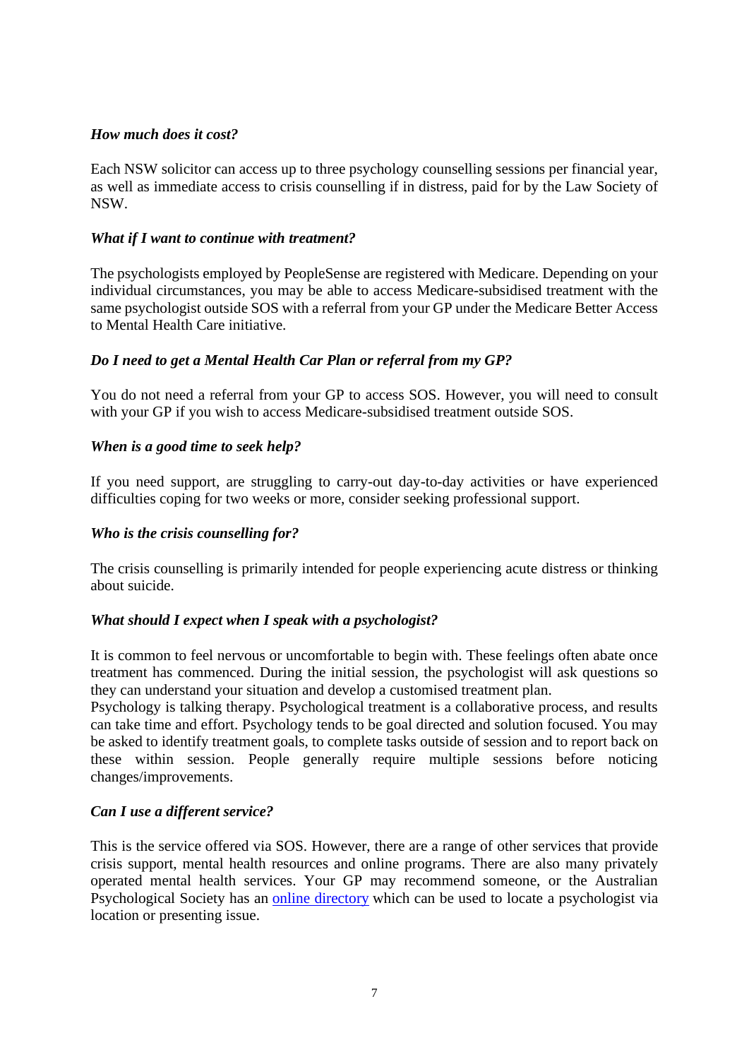***How much does it cost?***

Each NSW solicitor can access up to three psychology counselling sessions per financial year, as well as immediate access to crisis counselling if in distress, paid for by the Law Society of NSW.

***What if I want to continue with treatment?***

The psychologists employed by PeopleSense are registered with Medicare. Depending on your individual circumstances, you may be able to access Medicare-subsidised treatment with the same psychologist outside SOS with a referral from your GP under the Medicare Better Access to Mental Health Care initiative.

***Do I need to get a Mental Health Car Plan or referral from my GP?***

You do not need a referral from your GP to access SOS. However, you will need to consult with your GP if you wish to access Medicare-subsidised treatment outside SOS.

***When is a good time to seek help?***

If you need support, are struggling to carry-out day-to-day activities or have experienced difficulties coping for two weeks or more, consider seeking professional support.

***Who is the crisis counselling for?***

The crisis counselling is primarily intended for people experiencing acute distress or thinking about suicide.

***What should I expect when I speak with a psychologist?***

It is common to feel nervous or uncomfortable to begin with. These feelings often abate once treatment has commenced. During the initial session, the psychologist will ask questions so they can understand your situation and develop a customised treatment plan.
Psychology is talking therapy. Psychological treatment is a collaborative process, and results can take time and effort. Psychology tends to be goal directed and solution focused. You may be asked to identify treatment goals, to complete tasks outside of session and to report back on these within session. People generally require multiple sessions before noticing changes/improvements.

***Can I use a different service?***

This is the service offered via SOS. However, there are a range of other services that provide crisis support, mental health resources and online programs. There are also many privately operated mental health services. Your GP may recommend someone, or the Australian Psychological Society has an online directory which can be used to locate a psychologist via location or presenting issue.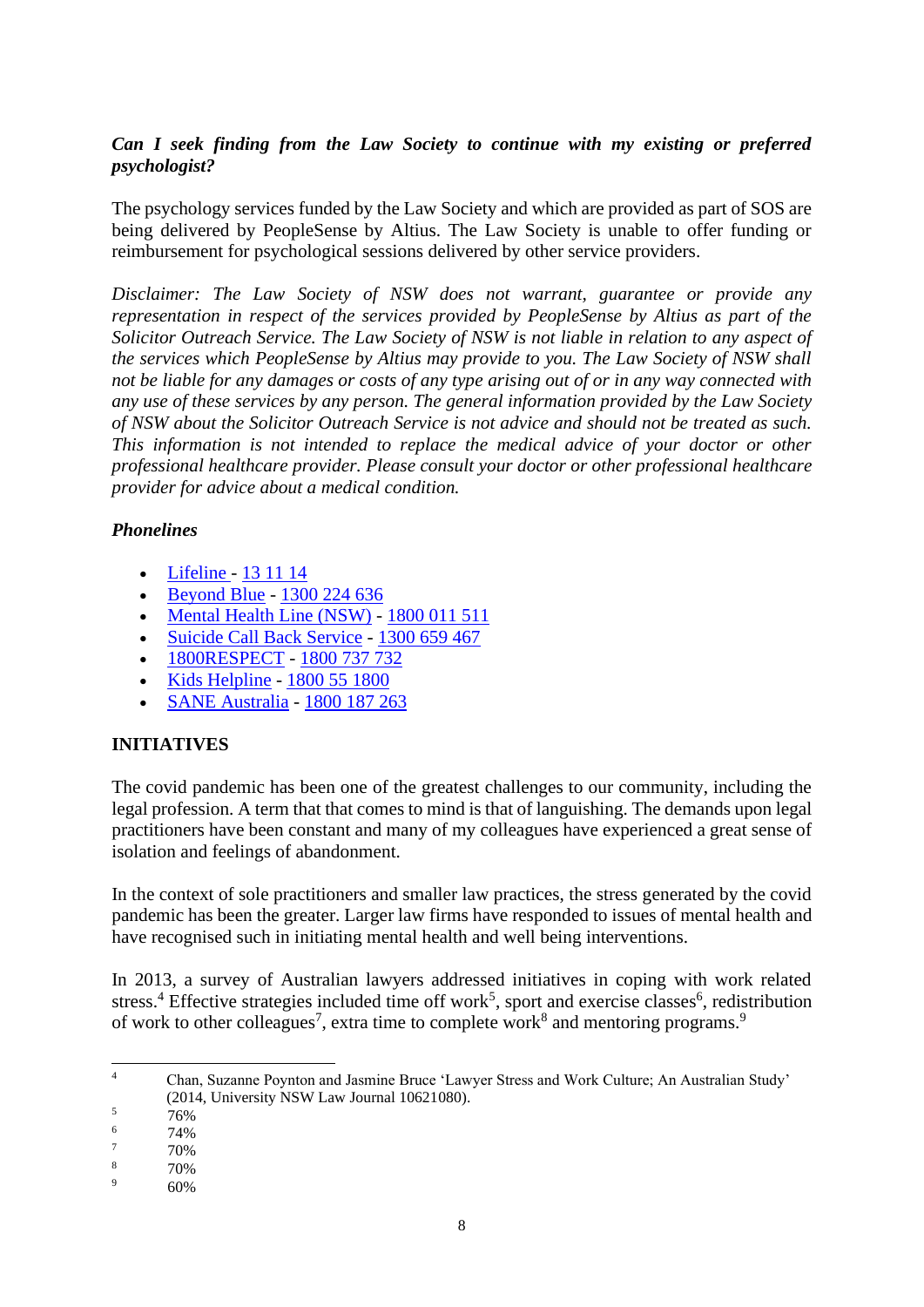***Can I seek finding from the Law Society to continue with my existing or preferred psychologist?***

The psychology services funded by the Law Society and which are provided as part of SOS are being delivered by PeopleSense by Altius. The Law Society is unable to offer funding or reimbursement for psychological sessions delivered by other service providers.

*Disclaimer: The Law Society of NSW does not warrant, guarantee or provide any representation in respect of the services provided by PeopleSense by Altius as part of the Solicitor Outreach Service. The Law Society of NSW is not liable in relation to any aspect of the services which PeopleSense by Altius may provide to you. The Law Society of NSW shall not be liable for any damages or costs of any type arising out of or in any way connected with any use of these services by any person. The general information provided by the Law Society of NSW about the Solicitor Outreach Service is not advice and should not be treated as such. This information is not intended to replace the medical advice of your doctor or other professional healthcare provider. Please consult your doctor or other professional healthcare provider for advice about a medical condition.*

***Phonelines***

- Lifeline - 13 11 14
- Beyond Blue - 1300 224 636
- Mental Health Line (NSW) - 1800 011 511
- Suicide Call Back Service - 1300 659 467
- 1800RESPECT - 1800 737 732
- Kids Helpline - 1800 55 1800
- SANE Australia - 1800 187 263

**INITIATIVES**

The covid pandemic has been one of the greatest challenges to our community, including the legal profession. A term that that comes to mind is that of languishing. The demands upon legal practitioners have been constant and many of my colleagues have experienced a great sense of isolation and feelings of abandonment.

In the context of sole practitioners and smaller law practices, the stress generated by the covid pandemic has been the greater. Larger law firms have responded to issues of mental health and have recognised such in initiating mental health and well being interventions.

In 2013, a survey of Australian lawyers addressed initiatives in coping with work related stress.[4] Effective strategies included time off work[5], sport and exercise classes[6], redistribution of work to other colleagues[7], extra time to complete work[8] and mentoring programs.[9]

---

[4] Chan, Suzanne Poynton and Jasmine Bruce 'Lawyer Stress and Work Culture; An Australian Study' (2014, University NSW Law Journal 10621080).

[5] 76%

[6] 74%

[7] 70%

[8] 70%

[9] 60%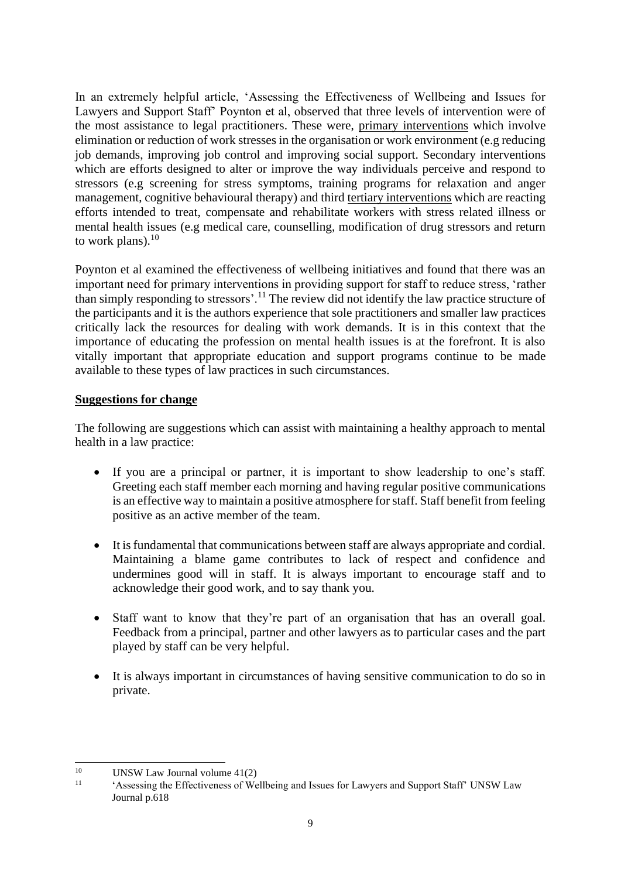In an extremely helpful article, 'Assessing the Effectiveness of Wellbeing and Issues for Lawyers and Support Staff' Poynton et al, observed that three levels of intervention were of the most assistance to legal practitioners. These were, primary interventions which involve elimination or reduction of work stresses in the organisation or work environment (e.g reducing job demands, improving job control and improving social support. Secondary interventions which are efforts designed to alter or improve the way individuals perceive and respond to stressors (e.g screening for stress symptoms, training programs for relaxation and anger management, cognitive behavioural therapy) and third tertiary interventions which are reacting efforts intended to treat, compensate and rehabilitate workers with stress related illness or mental health issues (e.g medical care, counselling, modification of drug stressors and return to work plans).[10]

Poynton et al examined the effectiveness of wellbeing initiatives and found that there was an important need for primary interventions in providing support for staff to reduce stress, 'rather than simply responding to stressors'.[11] The review did not identify the law practice structure of the participants and it is the authors experience that sole practitioners and smaller law practices critically lack the resources for dealing with work demands. It is in this context that the importance of educating the profession on mental health issues is at the forefront. It is also vitally important that appropriate education and support programs continue to be made available to these types of law practices in such circumstances.

**Suggestions for change**

The following are suggestions which can assist with maintaining a healthy approach to mental health in a law practice:

- If you are a principal or partner, it is important to show leadership to one's staff. Greeting each staff member each morning and having regular positive communications is an effective way to maintain a positive atmosphere for staff. Staff benefit from feeling positive as an active member of the team.

- It is fundamental that communications between staff are always appropriate and cordial. Maintaining a blame game contributes to lack of respect and confidence and undermines good will in staff. It is always important to encourage staff and to acknowledge their good work, and to say thank you.

- Staff want to know that they're part of an organisation that has an overall goal. Feedback from a principal, partner and other lawyers as to particular cases and the part played by staff can be very helpful.

- It is always important in circumstances of having sensitive communication to do so in private.

---

[10] UNSW Law Journal volume 41(2)

[11] 'Assessing the Effectiveness of Wellbeing and Issues for Lawyers and Support Staff' UNSW Law Journal p.618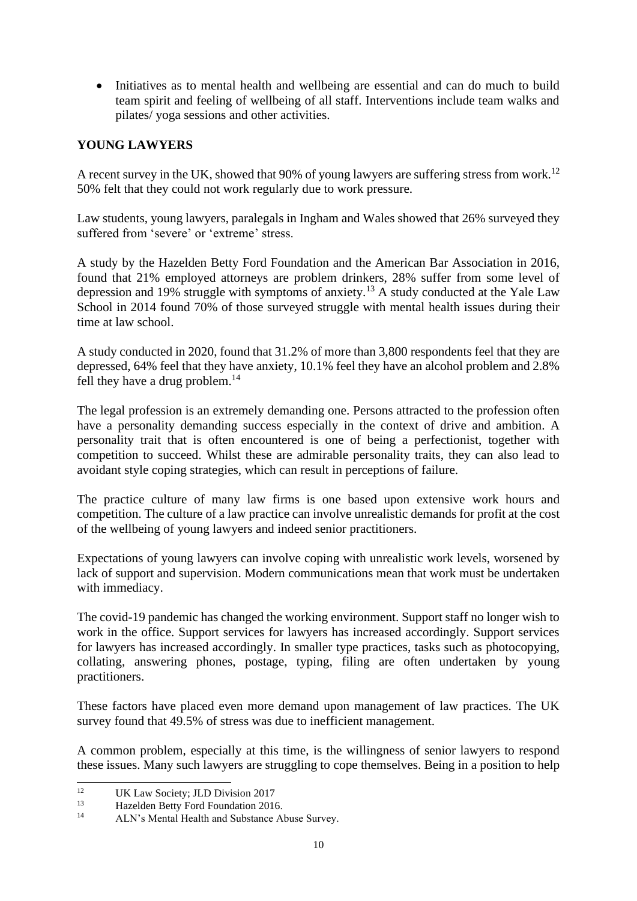- Initiatives as to mental health and wellbeing are essential and can do much to build team spirit and feeling of wellbeing of all staff. Interventions include team walks and pilates/ yoga sessions and other activities.

**YOUNG LAWYERS**

A recent survey in the UK, showed that 90% of young lawyers are suffering stress from work.[12] 50% felt that they could not work regularly due to work pressure.

Law students, young lawyers, paralegals in Ingham and Wales showed that 26% surveyed they suffered from 'severe' or 'extreme' stress.

A study by the Hazelden Betty Ford Foundation and the American Bar Association in 2016, found that 21% employed attorneys are problem drinkers, 28% suffer from some level of depression and 19% struggle with symptoms of anxiety.[13] A study conducted at the Yale Law School in 2014 found 70% of those surveyed struggle with mental health issues during their time at law school.

A study conducted in 2020, found that 31.2% of more than 3,800 respondents feel that they are depressed, 64% feel that they have anxiety, 10.1% feel they have an alcohol problem and 2.8% fell they have a drug problem.[14]

The legal profession is an extremely demanding one. Persons attracted to the profession often have a personality demanding success especially in the context of drive and ambition. A personality trait that is often encountered is one of being a perfectionist, together with competition to succeed. Whilst these are admirable personality traits, they can also lead to avoidant style coping strategies, which can result in perceptions of failure.

The practice culture of many law firms is one based upon extensive work hours and competition. The culture of a law practice can involve unrealistic demands for profit at the cost of the wellbeing of young lawyers and indeed senior practitioners.

Expectations of young lawyers can involve coping with unrealistic work levels, worsened by lack of support and supervision. Modern communications mean that work must be undertaken with immediacy.

The covid-19 pandemic has changed the working environment. Support staff no longer wish to work in the office. Support services for lawyers has increased accordingly. Support services for lawyers has increased accordingly. In smaller type practices, tasks such as photocopying, collating, answering phones, postage, typing, filing are often undertaken by young practitioners.

These factors have placed even more demand upon management of law practices. The UK survey found that 49.5% of stress was due to inefficient management.

A common problem, especially at this time, is the willingness of senior lawyers to respond these issues. Many such lawyers are struggling to cope themselves. Being in a position to help

[12] UK Law Society; JLD Division 2017

[13] Hazelden Betty Ford Foundation 2016.

[14] ALN's Mental Health and Substance Abuse Survey.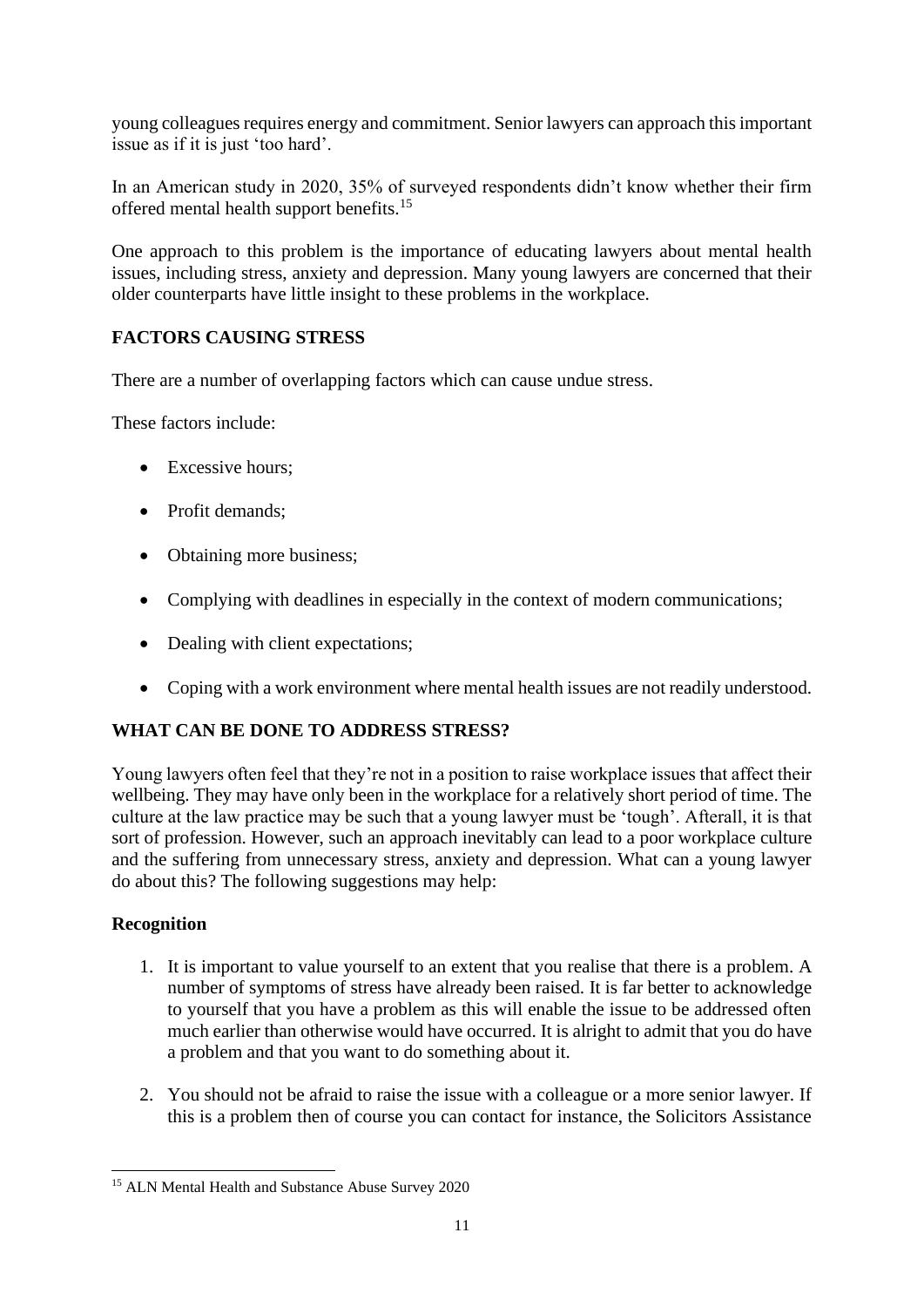young colleagues requires energy and commitment. Senior lawyers can approach this important issue as if it is just 'too hard'.

In an American study in 2020, 35% of surveyed respondents didn't know whether their firm offered mental health support benefits.[15]

One approach to this problem is the importance of educating lawyers about mental health issues, including stress, anxiety and depression. Many young lawyers are concerned that their older counterparts have little insight to these problems in the workplace.

## FACTORS CAUSING STRESS

There are a number of overlapping factors which can cause undue stress.

These factors include:

- Excessive hours;
- Profit demands;
- Obtaining more business;
- Complying with deadlines in especially in the context of modern communications;
- Dealing with client expectations;
- Coping with a work environment where mental health issues are not readily understood.

## WHAT CAN BE DONE TO ADDRESS STRESS?

Young lawyers often feel that they're not in a position to raise workplace issues that affect their wellbeing. They may have only been in the workplace for a relatively short period of time. The culture at the law practice may be such that a young lawyer must be 'tough'. Afterall, it is that sort of profession. However, such an approach inevitably can lead to a poor workplace culture and the suffering from unnecessary stress, anxiety and depression. What can a young lawyer do about this? The following suggestions may help:

### Recognition

1. It is important to value yourself to an extent that you realise that there is a problem. A number of symptoms of stress have already been raised. It is far better to acknowledge to yourself that you have a problem as this will enable the issue to be addressed often much earlier than otherwise would have occurred. It is alright to admit that you do have a problem and that you want to do something about it.

2. You should not be afraid to raise the issue with a colleague or a more senior lawyer. If this is a problem then of course you can contact for instance, the Solicitors Assistance

---

[15] ALN Mental Health and Substance Abuse Survey 2020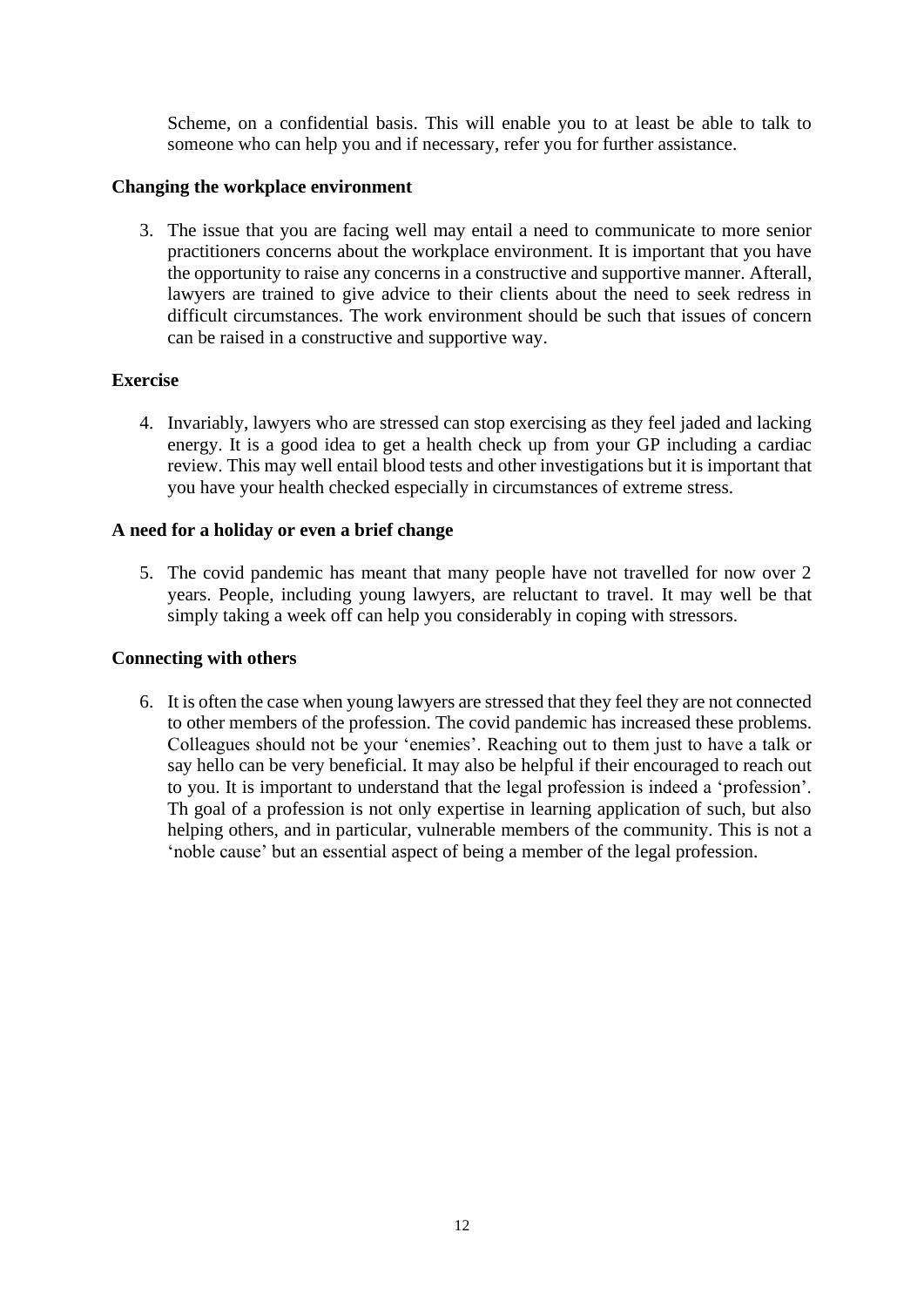Scheme, on a confidential basis. This will enable you to at least be able to talk to someone who can help you and if necessary, refer you for further assistance.

**Changing the workplace environment**

3. The issue that you are facing well may entail a need to communicate to more senior practitioners concerns about the workplace environment. It is important that you have the opportunity to raise any concerns in a constructive and supportive manner. Afterall, lawyers are trained to give advice to their clients about the need to seek redress in difficult circumstances. The work environment should be such that issues of concern can be raised in a constructive and supportive way.

**Exercise**

4. Invariably, lawyers who are stressed can stop exercising as they feel jaded and lacking energy. It is a good idea to get a health check up from your GP including a cardiac review. This may well entail blood tests and other investigations but it is important that you have your health checked especially in circumstances of extreme stress.

**A need for a holiday or even a brief change**

5. The covid pandemic has meant that many people have not travelled for now over 2 years. People, including young lawyers, are reluctant to travel. It may well be that simply taking a week off can help you considerably in coping with stressors.

**Connecting with others**

6. It is often the case when young lawyers are stressed that they feel they are not connected to other members of the profession. The covid pandemic has increased these problems. Colleagues should not be your 'enemies'. Reaching out to them just to have a talk or say hello can be very beneficial. It may also be helpful if their encouraged to reach out to you. It is important to understand that the legal profession is indeed a 'profession'. Th goal of a profession is not only expertise in learning application of such, but also helping others, and in particular, vulnerable members of the community. This is not a 'noble cause' but an essential aspect of being a member of the legal profession.